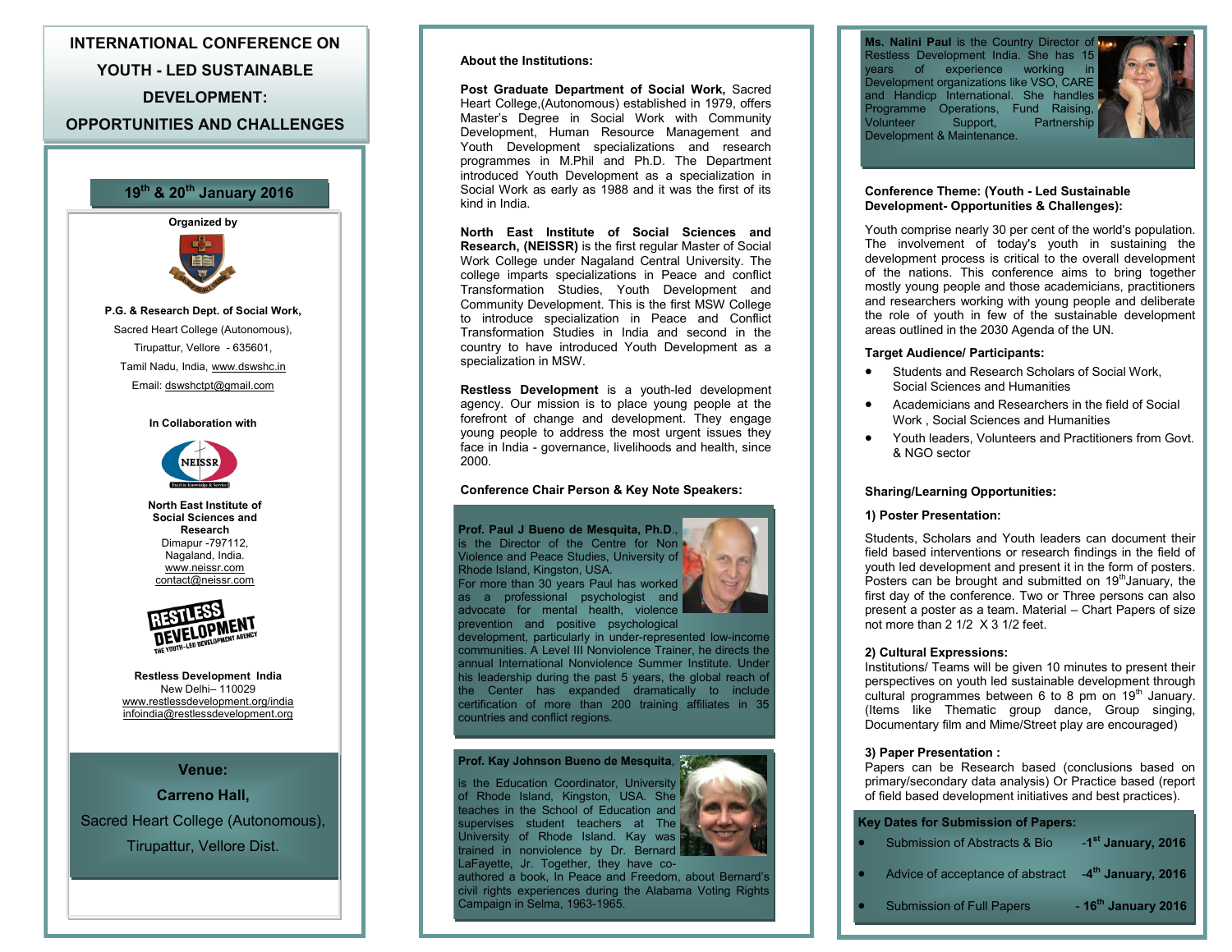# INTERNATIONAL CONFERENCE ON YOUTH - LED SUSTAINABLE DEVELOPMENT: OPPORTUNITIES AND CHALLENGES

**19th & 20th January 2016**

**Organized by**

**P.G. & Research Dept. of Social Work,**
Sacred Heart College (Autonomous),
Tirupattur, Vellore - 635601,
Tamil Nadu, India, www.dswshc.in
Email: dswshctpt@gmail.com

**In Collaboration with**

**North East Institute of Social Sciences and Research**
Dimapur -797112,
Nagaland, India.
www.neissr.com
contact@neissr.com

**Restless Development India**
New Delhi– 110029
www.restlessdevelopment.org/india
infoindia@restlessdevelopment.org

**Venue:**
**Carreno Hall,**
Sacred Heart College (Autonomous),
Tirupattur, Vellore Dist.

## About the Institutions:

**Post Graduate Department of Social Work,** Sacred Heart College,(Autonomous) established in 1979, offers Master's Degree in Social Work with Community Development, Human Resource Management and Youth Development specializations and research programmes in M.Phil and Ph.D. The Department introduced Youth Development as a specialization in Social Work as early as 1988 and it was the first of its kind in India.

**North East Institute of Social Sciences and Research, (NEISSR)** is the first regular Master of Social Work College under Nagaland Central University. The college imparts specializations in Peace and conflict Transformation Studies, Youth Development and Community Development. This is the first MSW College to introduce specialization in Peace and Conflict Transformation Studies in India and second in the country to have introduced Youth Development as a specialization in MSW.

**Restless Development** is a youth-led development agency. Our mission is to place young people at the forefront of change and development. They engage young people to address the most urgent issues they face in India - governance, livelihoods and health, since 2000.

## Conference Chair Person & Key Note Speakers:

**Prof. Paul J Bueno de Mesquita, Ph.D.**, is the Director of the Centre for Non Violence and Peace Studies, University of Rhode Island, Kingston, USA.
For more than 30 years Paul has worked as a professional psychologist and advocate for mental health, violence prevention and positive psychological development, particularly in under-represented low-income communities. A Level III Nonviolence Trainer, he directs the annual International Nonviolence Summer Institute. Under his leadership during the past 5 years, the global reach of the Center has expanded dramatically to include certification of more than 200 training affiliates in 35 countries and conflict regions.

**Prof. Kay Johnson Bueno de Mesquita**, is the Education Coordinator, University of Rhode Island, Kingston, USA. She teaches in the School of Education and supervises student teachers at The University of Rhode Island. Kay was trained in nonviolence by Dr. Bernard LaFayette, Jr. Together, they have co-authored a book, In Peace and Freedom, about Bernard's civil rights experiences during the Alabama Voting Rights Campaign in Selma, 1963-1965.

**Ms. Nalini Paul** is the Country Director of Restless Development India. She has 15 years of experience working in Development organizations like VSO, CARE and Handicp International. She handles Programme Operations, Fund Raising, Volunteer Support, Partnership Development & Maintenance.

## Conference Theme: (Youth - Led Sustainable Development- Opportunities & Challenges):

Youth comprise nearly 30 per cent of the world's population. The involvement of today's youth in sustaining the development process is critical to the overall development of the nations. This conference aims to bring together mostly young people and those academicians, practitioners and researchers working with young people and deliberate the role of youth in few of the sustainable development areas outlined in the 2030 Agenda of the UN.

## Target Audience/ Participants:

- Students and Research Scholars of Social Work, Social Sciences and Humanities
- Academicians and Researchers in the field of Social Work , Social Sciences and Humanities
- Youth leaders, Volunteers and Practitioners from Govt. & NGO sector

## Sharing/Learning Opportunities:

### 1) Poster Presentation:

Students, Scholars and Youth leaders can document their field based interventions or research findings in the field of youth led development and present it in the form of posters. Posters can be brought and submitted on 19th January, the first day of the conference. Two or Three persons can also present a poster as a team. Material – Chart Papers of size not more than 2 1/2 X 3 1/2 feet.

### 2) Cultural Expressions:

Institutions/ Teams will be given 10 minutes to present their perspectives on youth led sustainable development through cultural programmes between 6 to 8 pm on 19th January. (Items like Thematic group dance, Group singing, Documentary film and Mime/Street play are encouraged)

### 3) Paper Presentation :

Papers can be Research based (conclusions based on primary/secondary data analysis) Or Practice based (report of field based development initiatives and best practices).

**Key Dates for Submission of Papers:**

- Submission of Abstracts & Bio **-1st January, 2016**
- Advice of acceptance of abstract **-4th January, 2016**
- Submission of Full Papers **- 16th January 2016**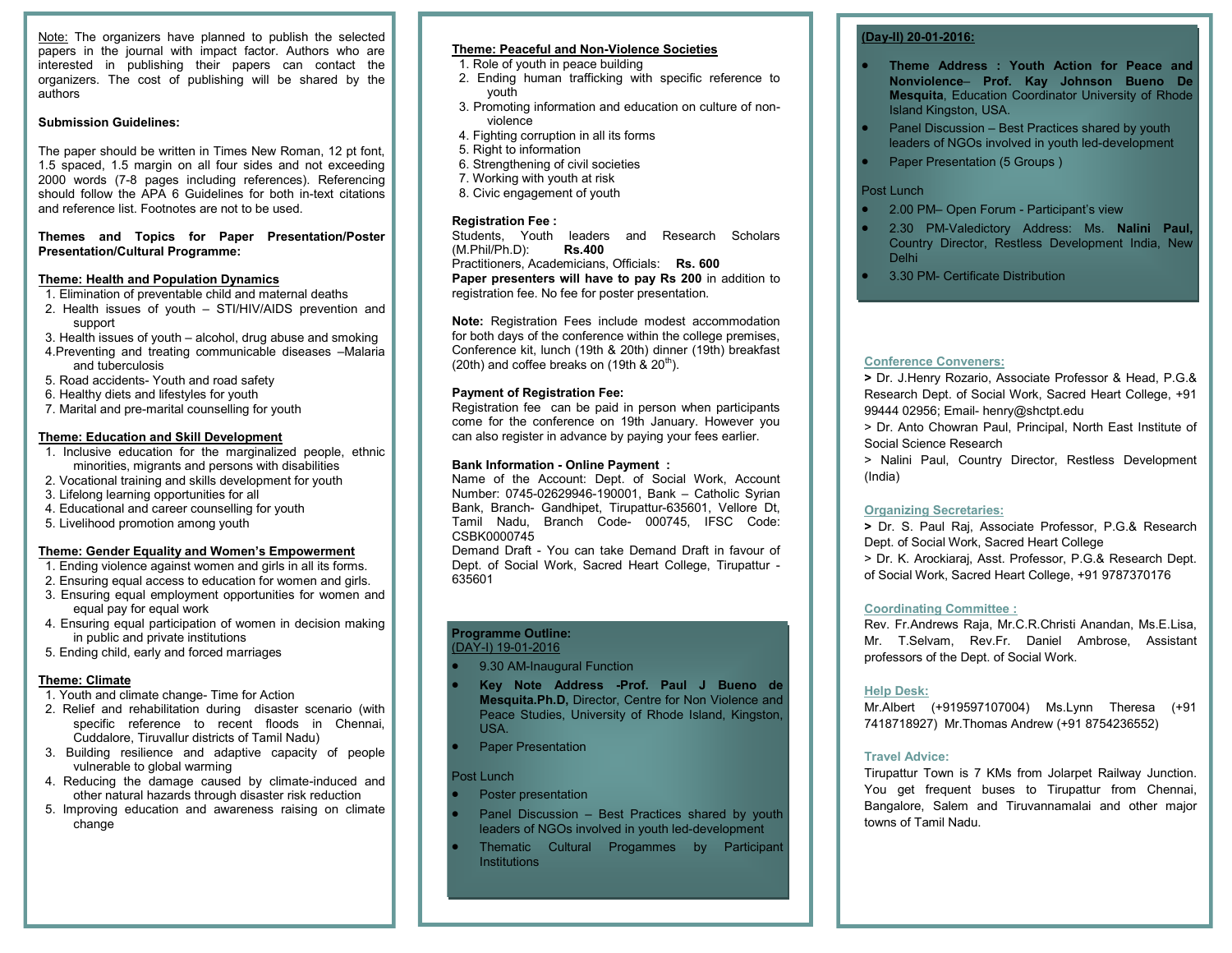Note: The organizers have planned to publish the selected papers in the journal with impact factor. Authors who are interested in publishing their papers can contact the organizers. The cost of publishing will be shared by the authors

**Submission Guidelines:**

The paper should be written in Times New Roman, 12 pt font, 1.5 spaced, 1.5 margin on all four sides and not exceeding 2000 words (7-8 pages including references). Referencing should follow the APA 6 Guidelines for both in-text citations and reference list. Footnotes are not to be used.

**Themes and Topics for Paper Presentation/Poster Presentation/Cultural Programme:**

**Theme: Health and Population Dynamics**

1. Elimination of preventable child and maternal deaths
2. Health issues of youth – STI/HIV/AIDS prevention and support
3. Health issues of youth – alcohol, drug abuse and smoking
4. Preventing and treating communicable diseases –Malaria and tuberculosis
5. Road accidents- Youth and road safety
6. Healthy diets and lifestyles for youth
7. Marital and pre-marital counselling for youth

**Theme: Education and Skill Development**

1. Inclusive education for the marginalized people, ethnic minorities, migrants and persons with disabilities
2. Vocational training and skills development for youth
3. Lifelong learning opportunities for all
4. Educational and career counselling for youth
5. Livelihood promotion among youth

**Theme: Gender Equality and Women's Empowerment**

1. Ending violence against women and girls in all its forms.
2. Ensuring equal access to education for women and girls.
3. Ensuring equal employment opportunities for women and equal pay for equal work
4. Ensuring equal participation of women in decision making in public and private institutions
5. Ending child, early and forced marriages

**Theme: Climate**

1. Youth and climate change- Time for Action
2. Relief and rehabilitation during disaster scenario (with specific reference to recent floods in Chennai, Cuddalore, Tiruvallur districts of Tamil Nadu)
3. Building resilience and adaptive capacity of people vulnerable to global warming
4. Reducing the damage caused by climate-induced and other natural hazards through disaster risk reduction
5. Improving education and awareness raising on climate change

**Theme: Peaceful and Non-Violence Societies**

1. Role of youth in peace building
2. Ending human trafficking with specific reference to youth
3. Promoting information and education on culture of non-violence
4. Fighting corruption in all its forms
5. Right to information
6. Strengthening of civil societies
7. Working with youth at risk
8. Civic engagement of youth

**Registration Fee :**

Students, Youth leaders and Research Scholars (M.Phil/Ph.D): **Rs.400**

Practitioners, Academicians, Officials: **Rs. 600**

**Paper presenters will have to pay Rs 200** in addition to registration fee. No fee for poster presentation.

**Note:** Registration Fees include modest accommodation for both days of the conference within the college premises, Conference kit, lunch (19th & 20th) dinner (19th) breakfast (20th) and coffee breaks on (19th & 20th).

**Payment of Registration Fee:**

Registration fee can be paid in person when participants come for the conference on 19th January. However you can also register in advance by paying your fees earlier.

**Bank Information - Online Payment :**

Name of the Account: Dept. of Social Work, Account Number: 0745-02629946-190001, Bank – Catholic Syrian Bank, Branch- Gandhipet, Tirupattur-635601, Vellore Dt, Tamil Nadu, Branch Code- 000745, IFSC Code: CSBK0000745

Demand Draft - You can take Demand Draft in favour of Dept. of Social Work, Sacred Heart College, Tirupattur - 635601

**Programme Outline:**

(DAY-I) 19-01-2016

- 9.30 AM-Inaugural Function
- **Key Note Address -Prof. Paul J Bueno de Mesquita.Ph.D,** Director, Centre for Non Violence and Peace Studies, University of Rhode Island, Kingston, USA.
- Paper Presentation

Post Lunch

- Poster presentation
- Panel Discussion – Best Practices shared by youth leaders of NGOs involved in youth led-development
- Thematic Cultural Progammes by Participant Institutions

**(Day-II) 20-01-2016:**

- **Theme Address : Youth Action for Peace and Nonviolence– Prof. Kay Johnson Bueno De Mesquita**, Education Coordinator University of Rhode Island Kingston, USA.
- Panel Discussion – Best Practices shared by youth leaders of NGOs involved in youth led-development
- Paper Presentation (5 Groups )

Post Lunch

- 2.00 PM– Open Forum - Participant's view
- 2.30 PM-Valedictory Address: Ms. **Nalini Paul,** Country Director, Restless Development India, New Delhi
- 3.30 PM- Certificate Distribution

**Conference Conveners:**

> Dr. J.Henry Rozario, Associate Professor & Head, P.G.& Research Dept. of Social Work, Sacred Heart College, +91 99444 02956; Email- henry@shctpt.edu

> Dr. Anto Chowran Paul, Principal, North East Institute of Social Science Research

> Nalini Paul, Country Director, Restless Development (India)

**Organizing Secretaries:**

> Dr. S. Paul Raj, Associate Professor, P.G.& Research Dept. of Social Work, Sacred Heart College

> Dr. K. Arockiaraj, Asst. Professor, P.G.& Research Dept. of Social Work, Sacred Heart College, +91 9787370176

**Coordinating Committee :**

Rev. Fr.Andrews Raja, Mr.C.R.Christi Anandan, Ms.E.Lisa, Mr. T.Selvam, Rev.Fr. Daniel Ambrose, Assistant professors of the Dept. of Social Work.

**Help Desk:**

Mr.Albert (+919597107004) Ms.Lynn Theresa (+91 7418718927) Mr.Thomas Andrew (+91 8754236552)

**Travel Advice:**

Tirupattur Town is 7 KMs from Jolarpet Railway Junction. You get frequent buses to Tirupattur from Chennai, Bangalore, Salem and Tiruvannamalai and other major towns of Tamil Nadu.